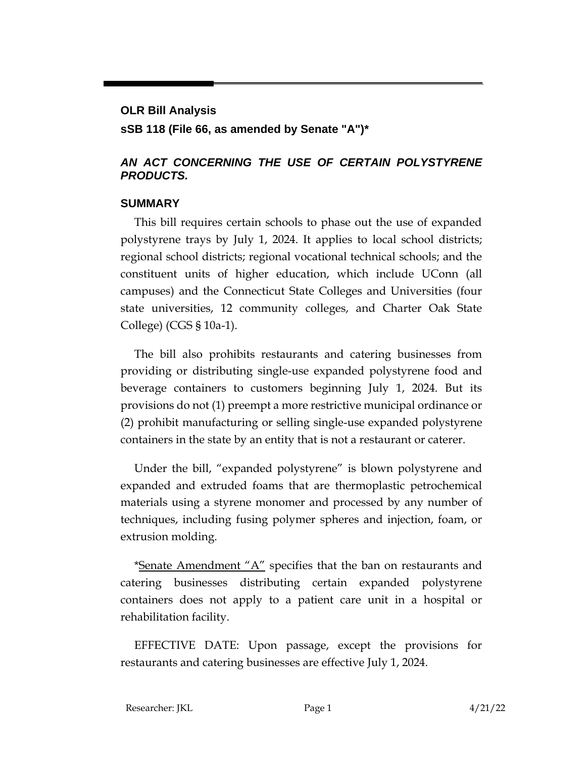**OLR Bill Analysis**

**sSB 118 (File 66, as amended by Senate "A")***

## *AN ACT CONCERNING THE USE OF CERTAIN POLYSTYRENE PRODUCTS.*

## SUMMARY

This bill requires certain schools to phase out the use of expanded polystyrene trays by July 1, 2024. It applies to local school districts; regional school districts; regional vocational technical schools; and the constituent units of higher education, which include UConn (all campuses) and the Connecticut State Colleges and Universities (four state universities, 12 community colleges, and Charter Oak State College) (CGS § 10a-1).

The bill also prohibits restaurants and catering businesses from providing or distributing single-use expanded polystyrene food and beverage containers to customers beginning July 1, 2024. But its provisions do not (1) preempt a more restrictive municipal ordinance or (2) prohibit manufacturing or selling single-use expanded polystyrene containers in the state by an entity that is not a restaurant or caterer.

Under the bill, "expanded polystyrene" is blown polystyrene and expanded and extruded foams that are thermoplastic petrochemical materials using a styrene monomer and processed by any number of techniques, including fusing polymer spheres and injection, foam, or extrusion molding.

*Senate Amendment "A" specifies that the ban on restaurants and catering businesses distributing certain expanded polystyrene containers does not apply to a patient care unit in a hospital or rehabilitation facility.

EFFECTIVE DATE: Upon passage, except the provisions for restaurants and catering businesses are effective July 1, 2024.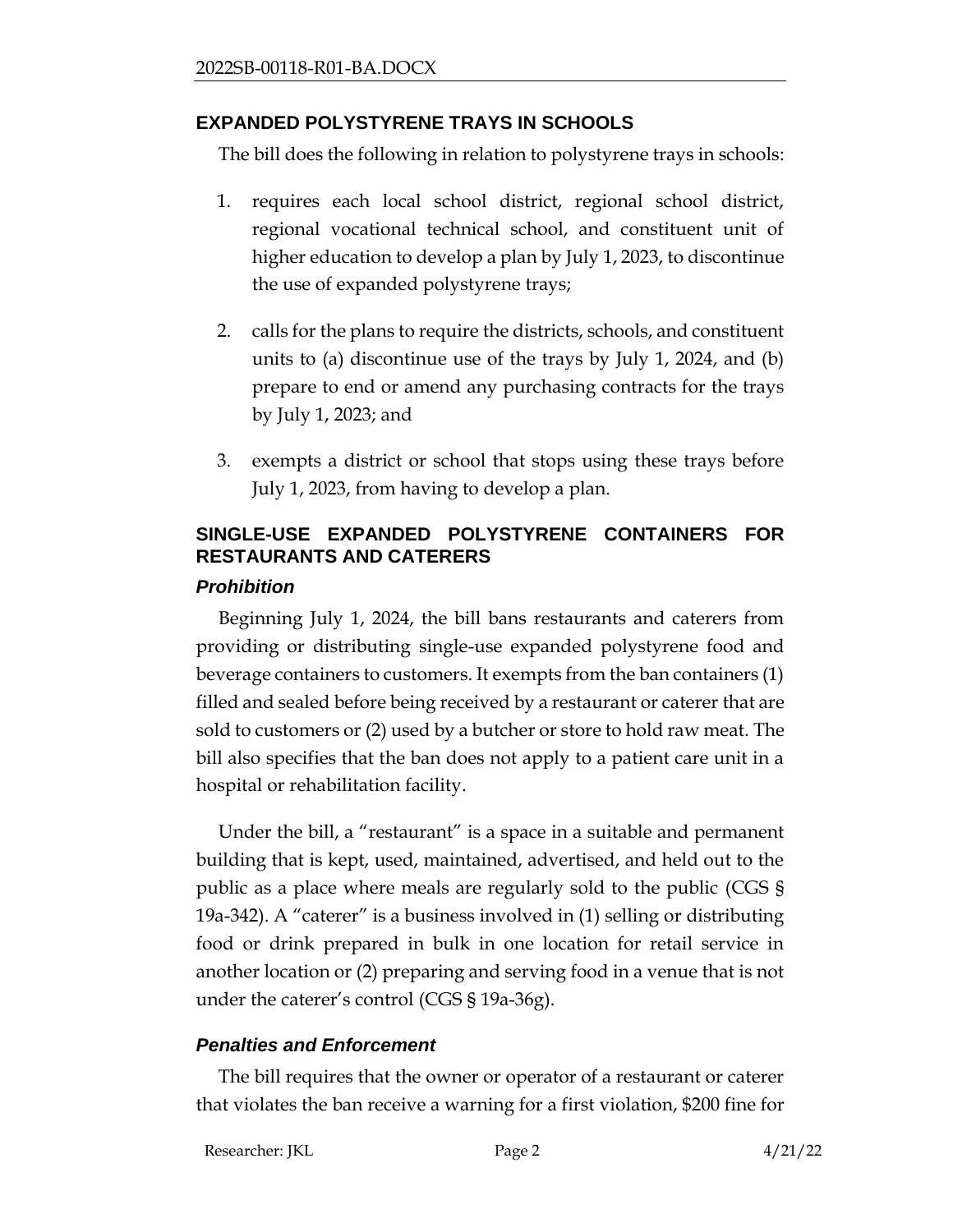## EXPANDED POLYSTYRENE TRAYS IN SCHOOLS

The bill does the following in relation to polystyrene trays in schools:

1. requires each local school district, regional school district, regional vocational technical school, and constituent unit of higher education to develop a plan by July 1, 2023, to discontinue the use of expanded polystyrene trays;

2. calls for the plans to require the districts, schools, and constituent units to (a) discontinue use of the trays by July 1, 2024, and (b) prepare to end or amend any purchasing contracts for the trays by July 1, 2023; and

3. exempts a district or school that stops using these trays before July 1, 2023, from having to develop a plan.

## SINGLE-USE EXPANDED POLYSTYRENE CONTAINERS FOR RESTAURANTS AND CATERERS

### *Prohibition*

Beginning July 1, 2024, the bill bans restaurants and caterers from providing or distributing single-use expanded polystyrene food and beverage containers to customers. It exempts from the ban containers (1) filled and sealed before being received by a restaurant or caterer that are sold to customers or (2) used by a butcher or store to hold raw meat. The bill also specifies that the ban does not apply to a patient care unit in a hospital or rehabilitation facility.

Under the bill, a "restaurant" is a space in a suitable and permanent building that is kept, used, maintained, advertised, and held out to the public as a place where meals are regularly sold to the public (CGS § 19a-342). A "caterer" is a business involved in (1) selling or distributing food or drink prepared in bulk in one location for retail service in another location or (2) preparing and serving food in a venue that is not under the caterer's control (CGS § 19a-36g).

### *Penalties and Enforcement*

The bill requires that the owner or operator of a restaurant or caterer that violates the ban receive a warning for a first violation, $200 fine for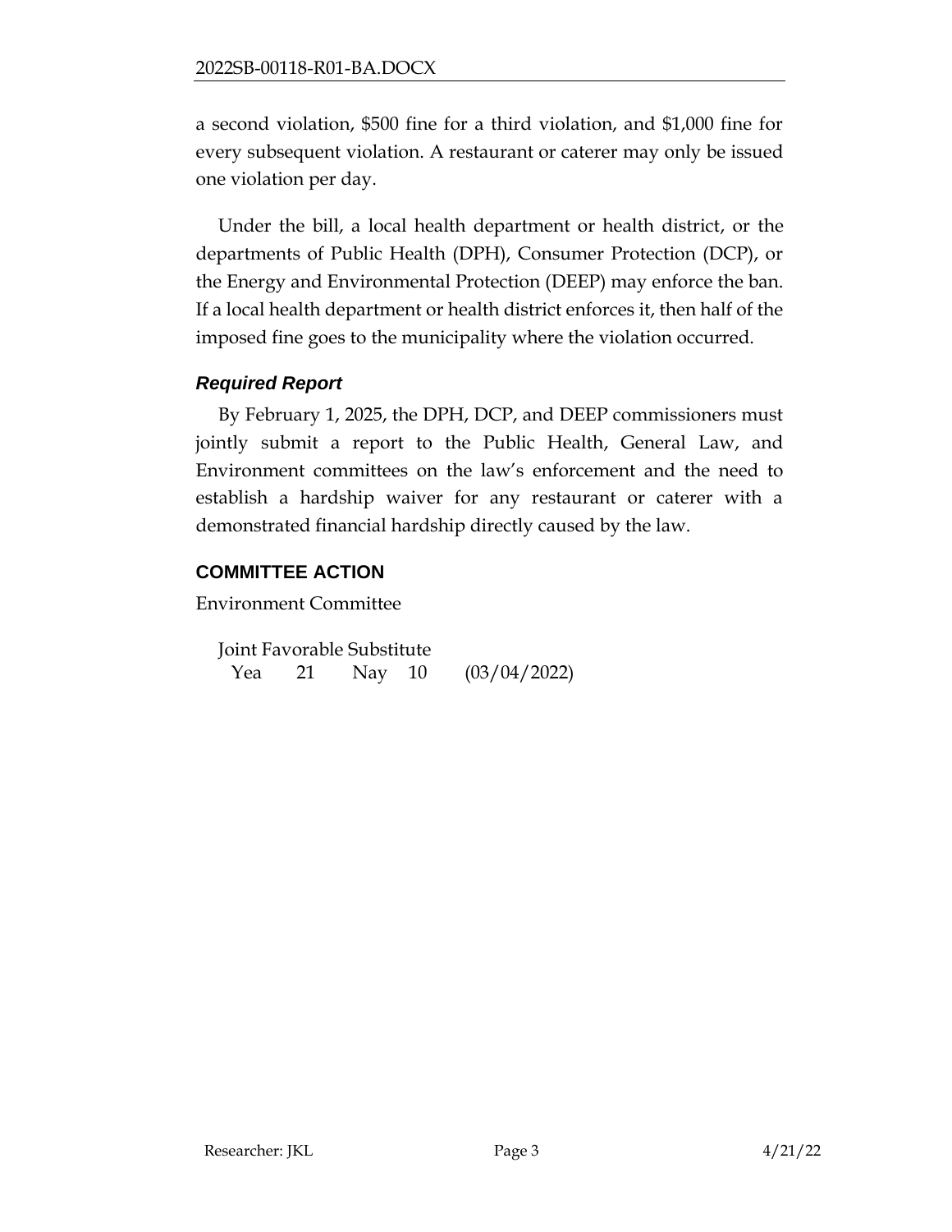a second violation, $500 fine for a third violation, and $1,000 fine for every subsequent violation. A restaurant or caterer may only be issued one violation per day.

Under the bill, a local health department or health district, or the departments of Public Health (DPH), Consumer Protection (DCP), or the Energy and Environmental Protection (DEEP) may enforce the ban. If a local health department or health district enforces it, then half of the imposed fine goes to the municipality where the violation occurred.

### *Required Report*

By February 1, 2025, the DPH, DCP, and DEEP commissioners must jointly submit a report to the Public Health, General Law, and Environment committees on the law's enforcement and the need to establish a hardship waiver for any restaurant or caterer with a demonstrated financial hardship directly caused by the law.

## COMMITTEE ACTION

Environment Committee

Joint Favorable Substitute
Yea 21 Nay 10 (03/04/2022)